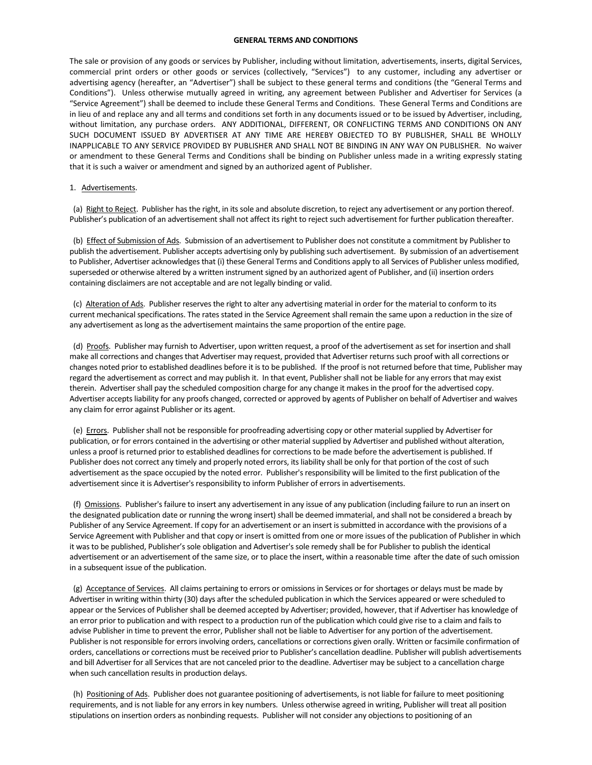# GENERAL TERMS AND CONDITIONS

The sale or provision of any goods or services by Publisher, including without limitation, advertisements, inserts, digital Services, commercial print orders or other goods or services (collectively, "Services") to any customer, including any advertiser or advertising agency (hereafter, an "Advertiser") shall be subject to these general terms and conditions (the "General Terms and Conditions"). Unless otherwise mutually agreed in writing, any agreement between Publisher and Advertiser for Services (a "Service Agreement") shall be deemed to include these General Terms and Conditions. These General Terms and Conditions are in lieu of and replace any and all terms and conditions set forth in any documents issued or to be issued by Advertiser, including, without limitation, any purchase orders. ANY ADDITIONAL, DIFFERENT, OR CONFLICTING TERMS AND CONDITIONS ON ANY SUCH DOCUMENT ISSUED BY ADVERTISER AT ANY TIME ARE HEREBY OBJECTED TO BY PUBLISHER, SHALL BE WHOLLY INAPPLICABLE TO ANY SERVICE PROVIDED BY PUBLISHER AND SHALL NOT BE BINDING IN ANY WAY ON PUBLISHER. No waiver or amendment to these General Terms and Conditions shall be binding on Publisher unless made in a writing expressly stating that it is such a waiver or amendment and signed by an authorized agent of Publisher.

1. Advertisements.

(a) Right to Reject. Publisher has the right, in its sole and absolute discretion, to reject any advertisement or any portion thereof. Publisher's publication of an advertisement shall not affect its right to reject such advertisement for further publication thereafter.

(b) Effect of Submission of Ads. Submission of an advertisement to Publisher does not constitute a commitment by Publisher to publish the advertisement. Publisher accepts advertising only by publishing such advertisement. By submission of an advertisement to Publisher, Advertiser acknowledges that (i) these General Terms and Conditions apply to all Services of Publisher unless modified, superseded or otherwise altered by a written instrument signed by an authorized agent of Publisher, and (ii) insertion orders containing disclaimers are not acceptable and are not legally binding or valid.

(c) Alteration of Ads. Publisher reserves the right to alter any advertising material in order for the material to conform to its current mechanical specifications. The rates stated in the Service Agreement shall remain the same upon a reduction in the size of any advertisement as long as the advertisement maintains the same proportion of the entire page.

(d) Proofs. Publisher may furnish to Advertiser, upon written request, a proof of the advertisement as set for insertion and shall make all corrections and changes that Advertiser may request, provided that Advertiser returns such proof with all corrections or changes noted prior to established deadlines before it is to be published. If the proof is not returned before that time, Publisher may regard the advertisement as correct and may publish it. In that event, Publisher shall not be liable for any errors that may exist therein. Advertiser shall pay the scheduled composition charge for any change it makes in the proof for the advertised copy. Advertiser accepts liability for any proofs changed, corrected or approved by agents of Publisher on behalf of Advertiser and waives any claim for error against Publisher or its agent.

(e) Errors. Publisher shall not be responsible for proofreading advertising copy or other material supplied by Advertiser for publication, or for errors contained in the advertising or other material supplied by Advertiser and published without alteration, unless a proof is returned prior to established deadlines for corrections to be made before the advertisement is published. If Publisher does not correct any timely and properly noted errors, its liability shall be only for that portion of the cost of such advertisement as the space occupied by the noted error. Publisher's responsibility will be limited to the first publication of the advertisement since it is Advertiser's responsibility to inform Publisher of errors in advertisements.

(f) Omissions. Publisher's failure to insert any advertisement in any issue of any publication (including failure to run an insert on the designated publication date or running the wrong insert) shall be deemed immaterial, and shall not be considered a breach by Publisher of any Service Agreement. If copy for an advertisement or an insert is submitted in accordance with the provisions of a Service Agreement with Publisher and that copy or insert is omitted from one or more issues of the publication of Publisher in which it was to be published, Publisher's sole obligation and Advertiser's sole remedy shall be for Publisher to publish the identical advertisement or an advertisement of the same size, or to place the insert, within a reasonable time after the date of such omission in a subsequent issue of the publication.

(g) Acceptance of Services. All claims pertaining to errors or omissions in Services or for shortages or delays must be made by Advertiser in writing within thirty (30) days after the scheduled publication in which the Services appeared or were scheduled to appear or the Services of Publisher shall be deemed accepted by Advertiser; provided, however, that if Advertiser has knowledge of an error prior to publication and with respect to a production run of the publication which could give rise to a claim and fails to advise Publisher in time to prevent the error, Publisher shall not be liable to Advertiser for any portion of the advertisement. Publisher is not responsible for errors involving orders, cancellations or corrections given orally. Written or facsimile confirmation of orders, cancellations or corrections must be received prior to Publisher's cancellation deadline. Publisher will publish advertisements and bill Advertiser for all Services that are not canceled prior to the deadline. Advertiser may be subject to a cancellation charge when such cancellation results in production delays.

(h) Positioning of Ads. Publisher does not guarantee positioning of advertisements, is not liable for failure to meet positioning requirements, and is not liable for any errors in key numbers. Unless otherwise agreed in writing, Publisher will treat all position stipulations on insertion orders as nonbinding requests. Publisher will not consider any objections to positioning of an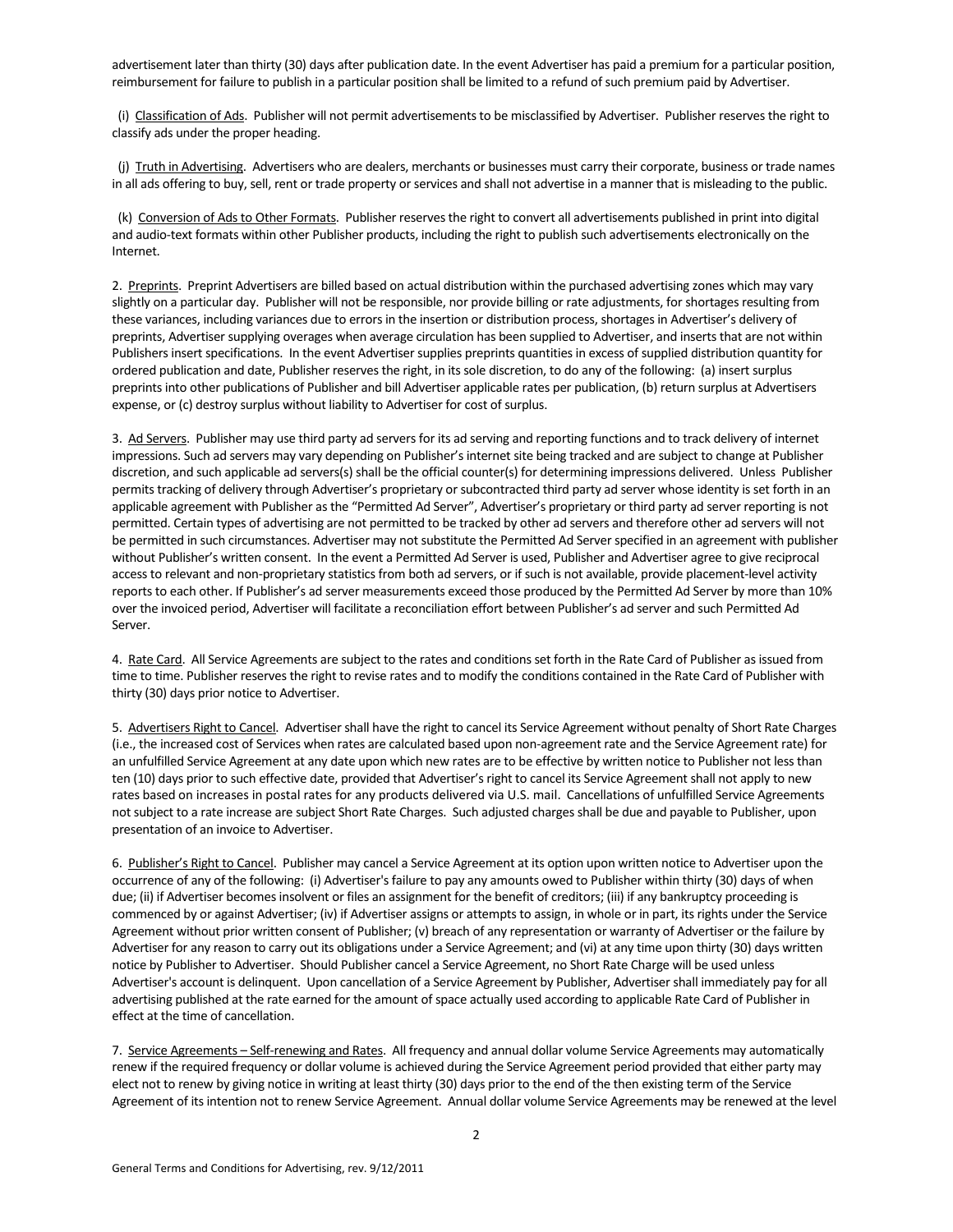advertisement later than thirty (30) days after publication date. In the event Advertiser has paid a premium for a particular position, reimbursement for failure to publish in a particular position shall be limited to a refund of such premium paid by Advertiser.

(i) Classification of Ads. Publisher will not permit advertisements to be misclassified by Advertiser. Publisher reserves the right to classify ads under the proper heading.

(j) Truth in Advertising. Advertisers who are dealers, merchants or businesses must carry their corporate, business or trade names in all ads offering to buy, sell, rent or trade property or services and shall not advertise in a manner that is misleading to the public.

(k) Conversion of Ads to Other Formats. Publisher reserves the right to convert all advertisements published in print into digital and audio-text formats within other Publisher products, including the right to publish such advertisements electronically on the Internet.

2. Preprints. Preprint Advertisers are billed based on actual distribution within the purchased advertising zones which may vary slightly on a particular day. Publisher will not be responsible, nor provide billing or rate adjustments, for shortages resulting from these variances, including variances due to errors in the insertion or distribution process, shortages in Advertiser's delivery of preprints, Advertiser supplying overages when average circulation has been supplied to Advertiser, and inserts that are not within Publishers insert specifications. In the event Advertiser supplies preprints quantities in excess of supplied distribution quantity for ordered publication and date, Publisher reserves the right, in its sole discretion, to do any of the following: (a) insert surplus preprints into other publications of Publisher and bill Advertiser applicable rates per publication, (b) return surplus at Advertisers expense, or (c) destroy surplus without liability to Advertiser for cost of surplus.

3. Ad Servers. Publisher may use third party ad servers for its ad serving and reporting functions and to track delivery of internet impressions. Such ad servers may vary depending on Publisher's internet site being tracked and are subject to change at Publisher discretion, and such applicable ad servers(s) shall be the official counter(s) for determining impressions delivered. Unless Publisher permits tracking of delivery through Advertiser's proprietary or subcontracted third party ad server whose identity is set forth in an applicable agreement with Publisher as the "Permitted Ad Server", Advertiser's proprietary or third party ad server reporting is not permitted. Certain types of advertising are not permitted to be tracked by other ad servers and therefore other ad servers will not be permitted in such circumstances. Advertiser may not substitute the Permitted Ad Server specified in an agreement with publisher without Publisher's written consent. In the event a Permitted Ad Server is used, Publisher and Advertiser agree to give reciprocal access to relevant and non-proprietary statistics from both ad servers, or if such is not available, provide placement-level activity reports to each other. If Publisher's ad server measurements exceed those produced by the Permitted Ad Server by more than 10% over the invoiced period, Advertiser will facilitate a reconciliation effort between Publisher's ad server and such Permitted Ad Server.

4. Rate Card. All Service Agreements are subject to the rates and conditions set forth in the Rate Card of Publisher as issued from time to time. Publisher reserves the right to revise rates and to modify the conditions contained in the Rate Card of Publisher with thirty (30) days prior notice to Advertiser.

5. Advertisers Right to Cancel. Advertiser shall have the right to cancel its Service Agreement without penalty of Short Rate Charges (i.e., the increased cost of Services when rates are calculated based upon non-agreement rate and the Service Agreement rate) for an unfulfilled Service Agreement at any date upon which new rates are to be effective by written notice to Publisher not less than ten (10) days prior to such effective date, provided that Advertiser's right to cancel its Service Agreement shall not apply to new rates based on increases in postal rates for any products delivered via U.S. mail. Cancellations of unfulfilled Service Agreements not subject to a rate increase are subject Short Rate Charges. Such adjusted charges shall be due and payable to Publisher, upon presentation of an invoice to Advertiser.

6. Publisher's Right to Cancel. Publisher may cancel a Service Agreement at its option upon written notice to Advertiser upon the occurrence of any of the following: (i) Advertiser's failure to pay any amounts owed to Publisher within thirty (30) days of when due; (ii) if Advertiser becomes insolvent or files an assignment for the benefit of creditors; (iii) if any bankruptcy proceeding is commenced by or against Advertiser; (iv) if Advertiser assigns or attempts to assign, in whole or in part, its rights under the Service Agreement without prior written consent of Publisher; (v) breach of any representation or warranty of Advertiser or the failure by Advertiser for any reason to carry out its obligations under a Service Agreement; and (vi) at any time upon thirty (30) days written notice by Publisher to Advertiser. Should Publisher cancel a Service Agreement, no Short Rate Charge will be used unless Advertiser's account is delinquent. Upon cancellation of a Service Agreement by Publisher, Advertiser shall immediately pay for all advertising published at the rate earned for the amount of space actually used according to applicable Rate Card of Publisher in effect at the time of cancellation.

7. Service Agreements – Self-renewing and Rates. All frequency and annual dollar volume Service Agreements may automatically renew if the required frequency or dollar volume is achieved during the Service Agreement period provided that either party may elect not to renew by giving notice in writing at least thirty (30) days prior to the end of the then existing term of the Service Agreement of its intention not to renew Service Agreement. Annual dollar volume Service Agreements may be renewed at the level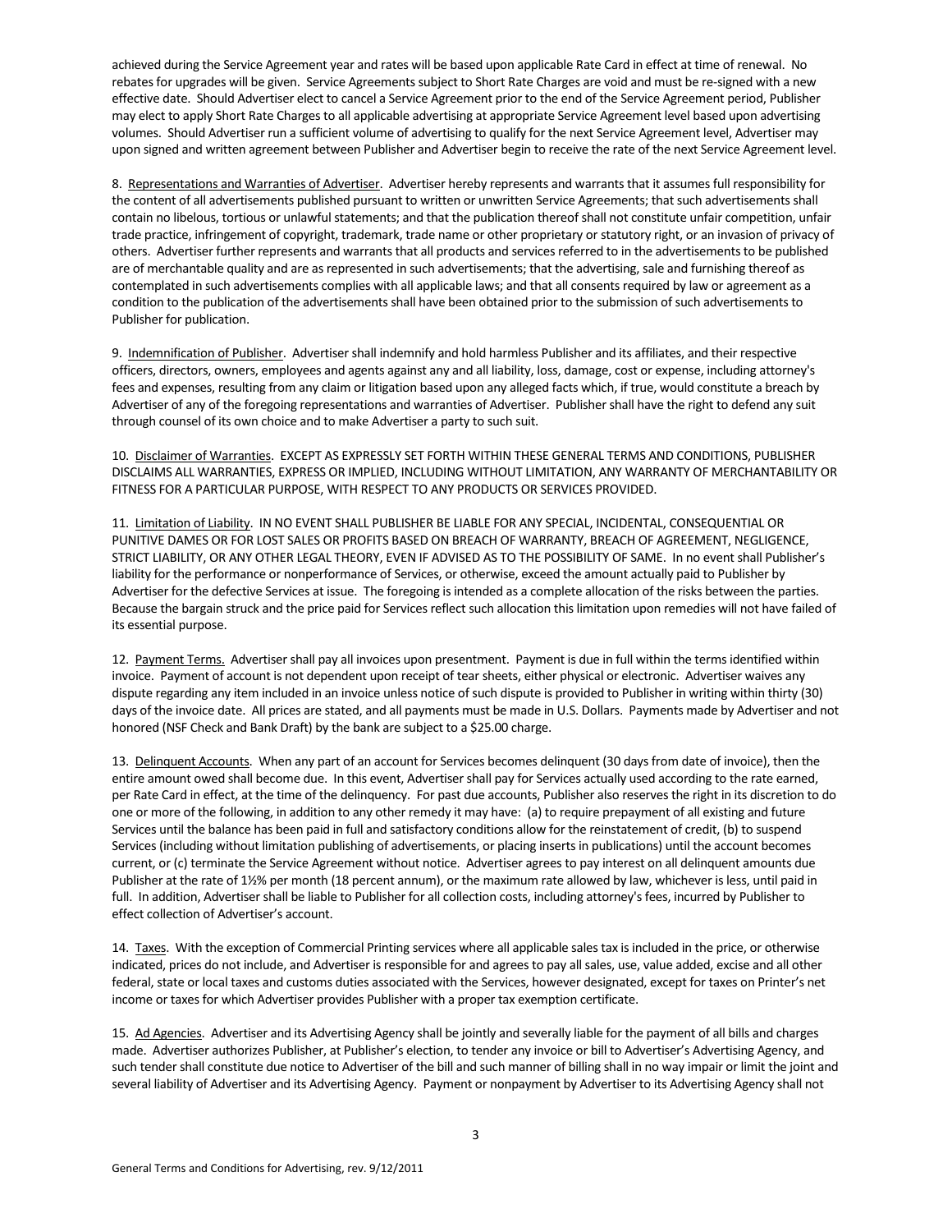achieved during the Service Agreement year and rates will be based upon applicable Rate Card in effect at time of renewal. No rebates for upgrades will be given. Service Agreements subject to Short Rate Charges are void and must be re-signed with a new effective date. Should Advertiser elect to cancel a Service Agreement prior to the end of the Service Agreement period, Publisher may elect to apply Short Rate Charges to all applicable advertising at appropriate Service Agreement level based upon advertising volumes. Should Advertiser run a sufficient volume of advertising to qualify for the next Service Agreement level, Advertiser may upon signed and written agreement between Publisher and Advertiser begin to receive the rate of the next Service Agreement level.

8. Representations and Warranties of Advertiser. Advertiser hereby represents and warrants that it assumes full responsibility for the content of all advertisements published pursuant to written or unwritten Service Agreements; that such advertisements shall contain no libelous, tortious or unlawful statements; and that the publication thereof shall not constitute unfair competition, unfair trade practice, infringement of copyright, trademark, trade name or other proprietary or statutory right, or an invasion of privacy of others. Advertiser further represents and warrants that all products and services referred to in the advertisements to be published are of merchantable quality and are as represented in such advertisements; that the advertising, sale and furnishing thereof as contemplated in such advertisements complies with all applicable laws; and that all consents required by law or agreement as a condition to the publication of the advertisements shall have been obtained prior to the submission of such advertisements to Publisher for publication.

9. Indemnification of Publisher. Advertiser shall indemnify and hold harmless Publisher and its affiliates, and their respective officers, directors, owners, employees and agents against any and all liability, loss, damage, cost or expense, including attorney's fees and expenses, resulting from any claim or litigation based upon any alleged facts which, if true, would constitute a breach by Advertiser of any of the foregoing representations and warranties of Advertiser. Publisher shall have the right to defend any suit through counsel of its own choice and to make Advertiser a party to such suit.

10. Disclaimer of Warranties. EXCEPT AS EXPRESSLY SET FORTH WITHIN THESE GENERAL TERMS AND CONDITIONS, PUBLISHER DISCLAIMS ALL WARRANTIES, EXPRESS OR IMPLIED, INCLUDING WITHOUT LIMITATION, ANY WARRANTY OF MERCHANTABILITY OR FITNESS FOR A PARTICULAR PURPOSE, WITH RESPECT TO ANY PRODUCTS OR SERVICES PROVIDED.

11. Limitation of Liability. IN NO EVENT SHALL PUBLISHER BE LIABLE FOR ANY SPECIAL, INCIDENTAL, CONSEQUENTIAL OR PUNITIVE DAMES OR FOR LOST SALES OR PROFITS BASED ON BREACH OF WARRANTY, BREACH OF AGREEMENT, NEGLIGENCE, STRICT LIABILITY, OR ANY OTHER LEGAL THEORY, EVEN IF ADVISED AS TO THE POSSIBILITY OF SAME. In no event shall Publisher's liability for the performance or nonperformance of Services, or otherwise, exceed the amount actually paid to Publisher by Advertiser for the defective Services at issue. The foregoing is intended as a complete allocation of the risks between the parties. Because the bargain struck and the price paid for Services reflect such allocation this limitation upon remedies will not have failed of its essential purpose.

12. Payment Terms. Advertiser shall pay all invoices upon presentment. Payment is due in full within the terms identified within invoice. Payment of account is not dependent upon receipt of tear sheets, either physical or electronic. Advertiser waives any dispute regarding any item included in an invoice unless notice of such dispute is provided to Publisher in writing within thirty (30) days of the invoice date. All prices are stated, and all payments must be made in U.S. Dollars. Payments made by Advertiser and not honored (NSF Check and Bank Draft) by the bank are subject to a $25.00 charge.

13. Delinquent Accounts. When any part of an account for Services becomes delinquent (30 days from date of invoice), then the entire amount owed shall become due. In this event, Advertiser shall pay for Services actually used according to the rate earned, per Rate Card in effect, at the time of the delinquency. For past due accounts, Publisher also reserves the right in its discretion to do one or more of the following, in addition to any other remedy it may have: (a) to require prepayment of all existing and future Services until the balance has been paid in full and satisfactory conditions allow for the reinstatement of credit, (b) to suspend Services (including without limitation publishing of advertisements, or placing inserts in publications) until the account becomes current, or (c) terminate the Service Agreement without notice. Advertiser agrees to pay interest on all delinquent amounts due Publisher at the rate of 1½% per month (18 percent annum), or the maximum rate allowed by law, whichever is less, until paid in full. In addition, Advertiser shall be liable to Publisher for all collection costs, including attorney's fees, incurred by Publisher to effect collection of Advertiser's account.

14. Taxes. With the exception of Commercial Printing services where all applicable sales tax is included in the price, or otherwise indicated, prices do not include, and Advertiser is responsible for and agrees to pay all sales, use, value added, excise and all other federal, state or local taxes and customs duties associated with the Services, however designated, except for taxes on Printer's net income or taxes for which Advertiser provides Publisher with a proper tax exemption certificate.

15. Ad Agencies. Advertiser and its Advertising Agency shall be jointly and severally liable for the payment of all bills and charges made. Advertiser authorizes Publisher, at Publisher's election, to tender any invoice or bill to Advertiser's Advertising Agency, and such tender shall constitute due notice to Advertiser of the bill and such manner of billing shall in no way impair or limit the joint and several liability of Advertiser and its Advertising Agency. Payment or nonpayment by Advertiser to its Advertising Agency shall not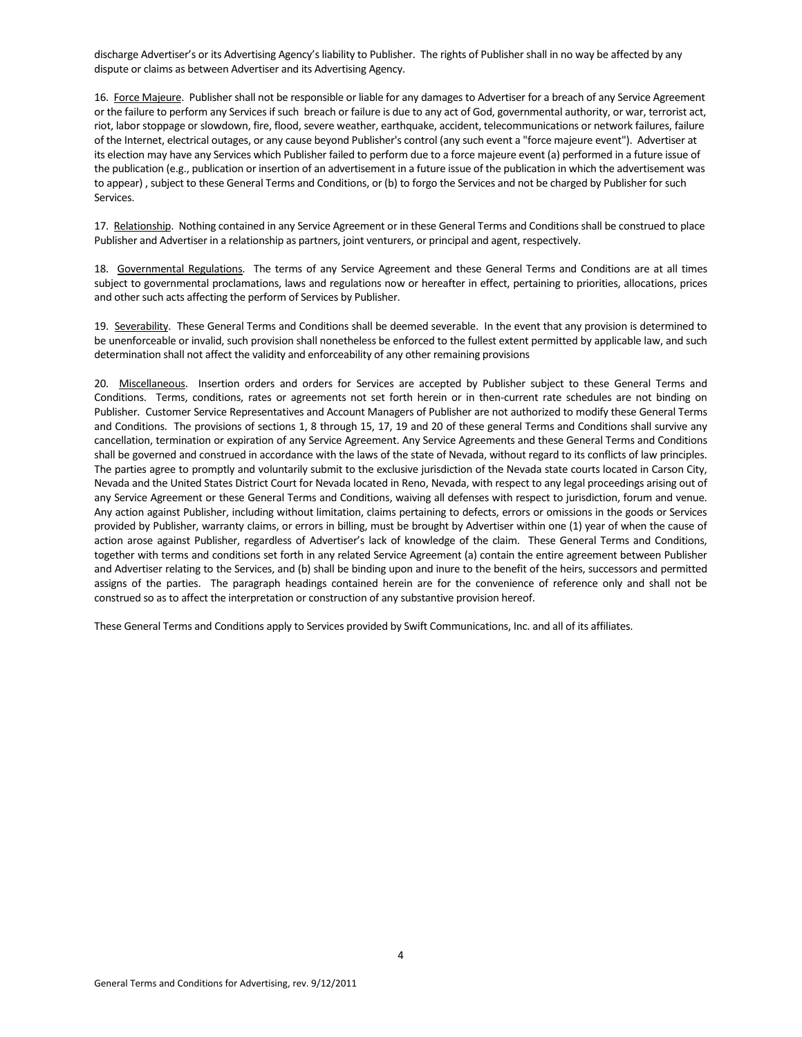discharge Advertiser's or its Advertising Agency's liability to Publisher. The rights of Publisher shall in no way be affected by any dispute or claims as between Advertiser and its Advertising Agency.

16. Force Majeure. Publisher shall not be responsible or liable for any damages to Advertiser for a breach of any Service Agreement or the failure to perform any Services if such breach or failure is due to any act of God, governmental authority, or war, terrorist act, riot, labor stoppage or slowdown, fire, flood, severe weather, earthquake, accident, telecommunications or network failures, failure of the Internet, electrical outages, or any cause beyond Publisher's control (any such event a "force majeure event"). Advertiser at its election may have any Services which Publisher failed to perform due to a force majeure event (a) performed in a future issue of the publication (e.g., publication or insertion of an advertisement in a future issue of the publication in which the advertisement was to appear) , subject to these General Terms and Conditions, or (b) to forgo the Services and not be charged by Publisher for such Services.

17. Relationship. Nothing contained in any Service Agreement or in these General Terms and Conditions shall be construed to place Publisher and Advertiser in a relationship as partners, joint venturers, or principal and agent, respectively.

18. Governmental Regulations. The terms of any Service Agreement and these General Terms and Conditions are at all times subject to governmental proclamations, laws and regulations now or hereafter in effect, pertaining to priorities, allocations, prices and other such acts affecting the perform of Services by Publisher.

19. Severability. These General Terms and Conditions shall be deemed severable. In the event that any provision is determined to be unenforceable or invalid, such provision shall nonetheless be enforced to the fullest extent permitted by applicable law, and such determination shall not affect the validity and enforceability of any other remaining provisions

20. Miscellaneous. Insertion orders and orders for Services are accepted by Publisher subject to these General Terms and Conditions. Terms, conditions, rates or agreements not set forth herein or in then-current rate schedules are not binding on Publisher. Customer Service Representatives and Account Managers of Publisher are not authorized to modify these General Terms and Conditions. The provisions of sections 1, 8 through 15, 17, 19 and 20 of these general Terms and Conditions shall survive any cancellation, termination or expiration of any Service Agreement. Any Service Agreements and these General Terms and Conditions shall be governed and construed in accordance with the laws of the state of Nevada, without regard to its conflicts of law principles. The parties agree to promptly and voluntarily submit to the exclusive jurisdiction of the Nevada state courts located in Carson City, Nevada and the United States District Court for Nevada located in Reno, Nevada, with respect to any legal proceedings arising out of any Service Agreement or these General Terms and Conditions, waiving all defenses with respect to jurisdiction, forum and venue. Any action against Publisher, including without limitation, claims pertaining to defects, errors or omissions in the goods or Services provided by Publisher, warranty claims, or errors in billing, must be brought by Advertiser within one (1) year of when the cause of action arose against Publisher, regardless of Advertiser's lack of knowledge of the claim. These General Terms and Conditions, together with terms and conditions set forth in any related Service Agreement (a) contain the entire agreement between Publisher and Advertiser relating to the Services, and (b) shall be binding upon and inure to the benefit of the heirs, successors and permitted assigns of the parties. The paragraph headings contained herein are for the convenience of reference only and shall not be construed so as to affect the interpretation or construction of any substantive provision hereof.

These General Terms and Conditions apply to Services provided by Swift Communications, Inc. and all of its affiliates.